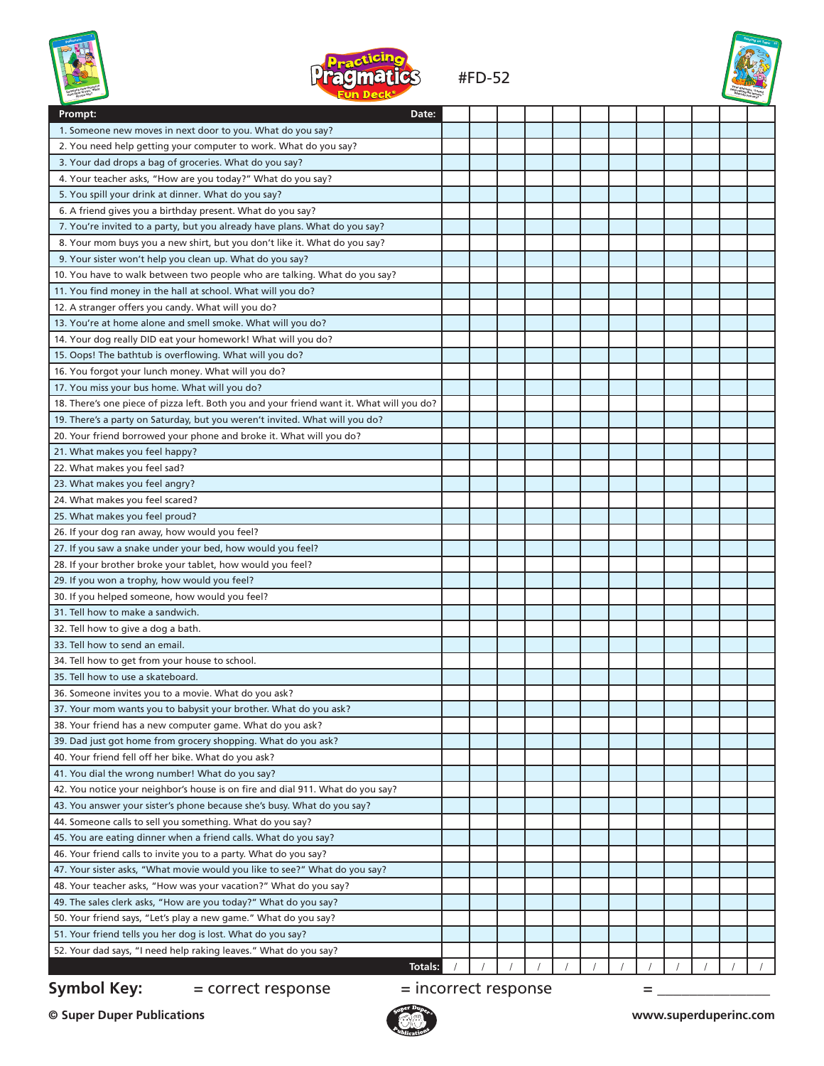# Practicing Pragmatics Fun Deck®

#FD-52

| Prompt: Date: | | | | | | | | | | | | |
|---|---|---|---|---|---|---|---|---|---|---|---|---|
| 1. Someone new moves in next door to you. What do you say? | | | | | | | | | | | | |
| 2. You need help getting your computer to work. What do you say? | | | | | | | | | | | | |
| 3. Your dad drops a bag of groceries. What do you say? | | | | | | | | | | | | |
| 4. Your teacher asks, "How are you today?" What do you say? | | | | | | | | | | | | |
| 5. You spill your drink at dinner. What do you say? | | | | | | | | | | | | |
| 6. A friend gives you a birthday present. What do you say? | | | | | | | | | | | | |
| 7. You're invited to a party, but you already have plans. What do you say? | | | | | | | | | | | | |
| 8. Your mom buys you a new shirt, but you don't like it. What do you say? | | | | | | | | | | | | |
| 9. Your sister won't help you clean up. What do you say? | | | | | | | | | | | | |
| 10. You have to walk between two people who are talking. What do you say? | | | | | | | | | | | | |
| 11. You find money in the hall at school. What will you do? | | | | | | | | | | | | |
| 12. A stranger offers you candy. What will you do? | | | | | | | | | | | | |
| 13. You're at home alone and smell smoke. What will you do? | | | | | | | | | | | | |
| 14. Your dog really DID eat your homework! What will you do? | | | | | | | | | | | | |
| 15. Oops! The bathtub is overflowing. What will you do? | | | | | | | | | | | | |
| 16. You forgot your lunch money. What will you do? | | | | | | | | | | | | |
| 17. You miss your bus home. What will you do? | | | | | | | | | | | | |
| 18. There's one piece of pizza left. Both you and your friend want it. What will you do? | | | | | | | | | | | | |
| 19. There's a party on Saturday, but you weren't invited. What will you do? | | | | | | | | | | | | |
| 20. Your friend borrowed your phone and broke it. What will you do? | | | | | | | | | | | | |
| 21. What makes you feel happy? | | | | | | | | | | | | |
| 22. What makes you feel sad? | | | | | | | | | | | | |
| 23. What makes you feel angry? | | | | | | | | | | | | |
| 24. What makes you feel scared? | | | | | | | | | | | | |
| 25. What makes you feel proud? | | | | | | | | | | | | |
| 26. If your dog ran away, how would you feel? | | | | | | | | | | | | |
| 27. If you saw a snake under your bed, how would you feel? | | | | | | | | | | | | |
| 28. If your brother broke your tablet, how would you feel? | | | | | | | | | | | | |
| 29. If you won a trophy, how would you feel? | | | | | | | | | | | | |
| 30. If you helped someone, how would you feel? | | | | | | | | | | | | |
| 31. Tell how to make a sandwich. | | | | | | | | | | | | |
| 32. Tell how to give a dog a bath. | | | | | | | | | | | | |
| 33. Tell how to send an email. | | | | | | | | | | | | |
| 34. Tell how to get from your house to school. | | | | | | | | | | | | |
| 35. Tell how to use a skateboard. | | | | | | | | | | | | |
| 36. Someone invites you to a movie. What do you ask? | | | | | | | | | | | | |
| 37. Your mom wants you to babysit your brother. What do you ask? | | | | | | | | | | | | |
| 38. Your friend has a new computer game. What do you ask? | | | | | | | | | | | | |
| 39. Dad just got home from grocery shopping. What do you ask? | | | | | | | | | | | | |
| 40. Your friend fell off her bike. What do you ask? | | | | | | | | | | | | |
| 41. You dial the wrong number! What do you say? | | | | | | | | | | | | |
| 42. You notice your neighbor's house is on fire and dial 911. What do you say? | | | | | | | | | | | | |
| 43. You answer your sister's phone because she's busy. What do you say? | | | | | | | | | | | | |
| 44. Someone calls to sell you something. What do you say? | | | | | | | | | | | | |
| 45. You are eating dinner when a friend calls. What do you say? | | | | | | | | | | | | |
| 46. Your friend calls to invite you to a party. What do you say? | | | | | | | | | | | | |
| 47. Your sister asks, "What movie would you like to see?" What do you say? | | | | | | | | | | | | |
| 48. Your teacher asks, "How was your vacation?" What do you say? | | | | | | | | | | | | |
| 49. The sales clerk asks, "How are you today?" What do you say? | | | | | | | | | | | | |
| 50. Your friend says, "Let's play a new game." What do you say? | | | | | | | | | | | | |
| 51. Your friend tells you her dog is lost. What do you say? | | | | | | | | | | | | |
| 52. Your dad says, "I need help raking leaves." What do you say? | | | | | | | | | | | | |
| Totals: | / | / | / | / | / | / | / | / | / | / | / | / |

**Symbol Key:** = correct response = incorrect response = _______________

**© Super Duper Publications** www.superduperinc.com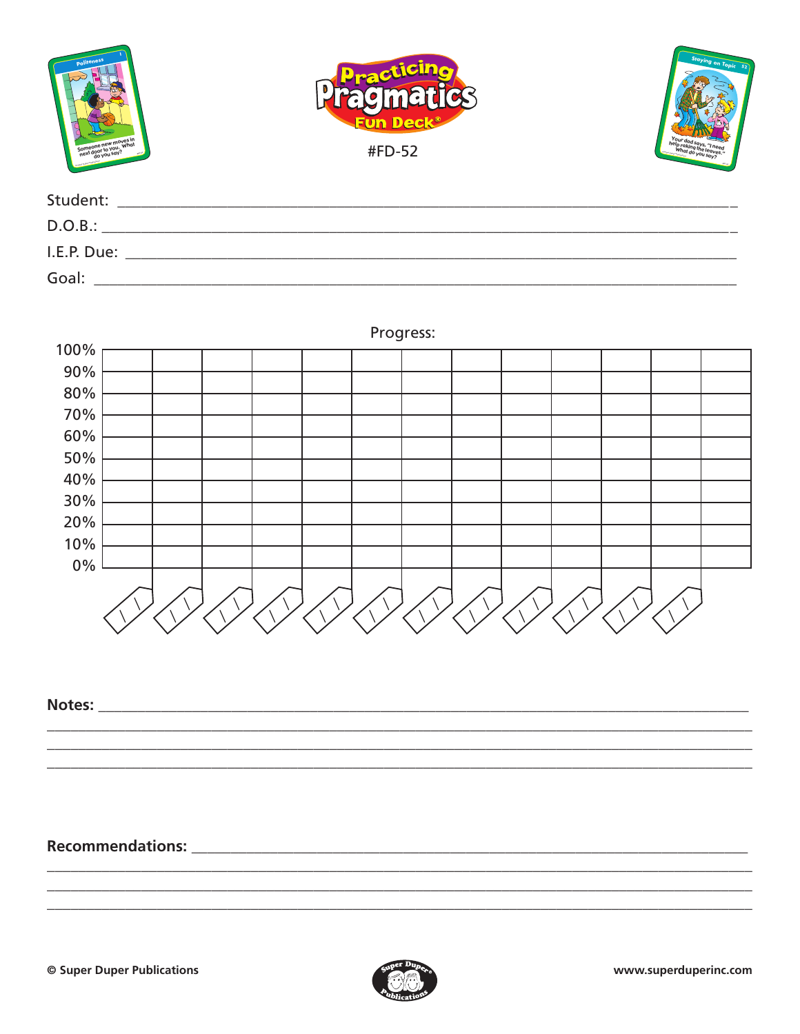# Practicing Pragmatics Fun Deck®

#FD-52

Student: \_\_\_\_\_\_\_\_\_\_\_\_\_\_\_\_\_\_\_\_\_\_\_\_\_\_\_\_\_\_\_\_\_\_\_\_\_\_\_\_

D.O.B.: \_\_\_\_\_\_\_\_\_\_\_\_\_\_\_\_\_\_\_\_\_\_\_\_\_\_\_\_\_\_\_\_\_\_\_\_\_\_\_\_

I.E.P. Due: \_\_\_\_\_\_\_\_\_\_\_\_\_\_\_\_\_\_\_\_\_\_\_\_\_\_\_\_\_\_\_\_\_\_\_\_\_\_\_\_

Goal: \_\_\_\_\_\_\_\_\_\_\_\_\_\_\_\_\_\_\_\_\_\_\_\_\_\_\_\_\_\_\_\_\_\_\_\_\_\_\_\_

Progress:

100%
90%
80%
70%
60%
50%
40%
30%
20%
10%
0%

**Notes:** \_\_\_\_\_\_\_\_\_\_\_\_\_\_\_\_\_\_\_\_\_\_\_\_\_\_\_\_\_\_\_\_\_\_\_\_\_\_\_\_

\_\_\_\_\_\_\_\_\_\_\_\_\_\_\_\_\_\_\_\_\_\_\_\_\_\_\_\_\_\_\_\_\_\_\_\_\_\_\_\_

\_\_\_\_\_\_\_\_\_\_\_\_\_\_\_\_\_\_\_\_\_\_\_\_\_\_\_\_\_\_\_\_\_\_\_\_\_\_\_\_

\_\_\_\_\_\_\_\_\_\_\_\_\_\_\_\_\_\_\_\_\_\_\_\_\_\_\_\_\_\_\_\_\_\_\_\_\_\_\_\_

**Recommendations:** \_\_\_\_\_\_\_\_\_\_\_\_\_\_\_\_\_\_\_\_\_\_\_\_\_\_\_\_\_\_\_\_\_\_\_\_\_\_\_\_

\_\_\_\_\_\_\_\_\_\_\_\_\_\_\_\_\_\_\_\_\_\_\_\_\_\_\_\_\_\_\_\_\_\_\_\_\_\_\_\_

\_\_\_\_\_\_\_\_\_\_\_\_\_\_\_\_\_\_\_\_\_\_\_\_\_\_\_\_\_\_\_\_\_\_\_\_\_\_\_\_

\_\_\_\_\_\_\_\_\_\_\_\_\_\_\_\_\_\_\_\_\_\_\_\_\_\_\_\_\_\_\_\_\_\_\_\_\_\_\_\_

**© Super Duper Publications** **www.superduperinc.com**